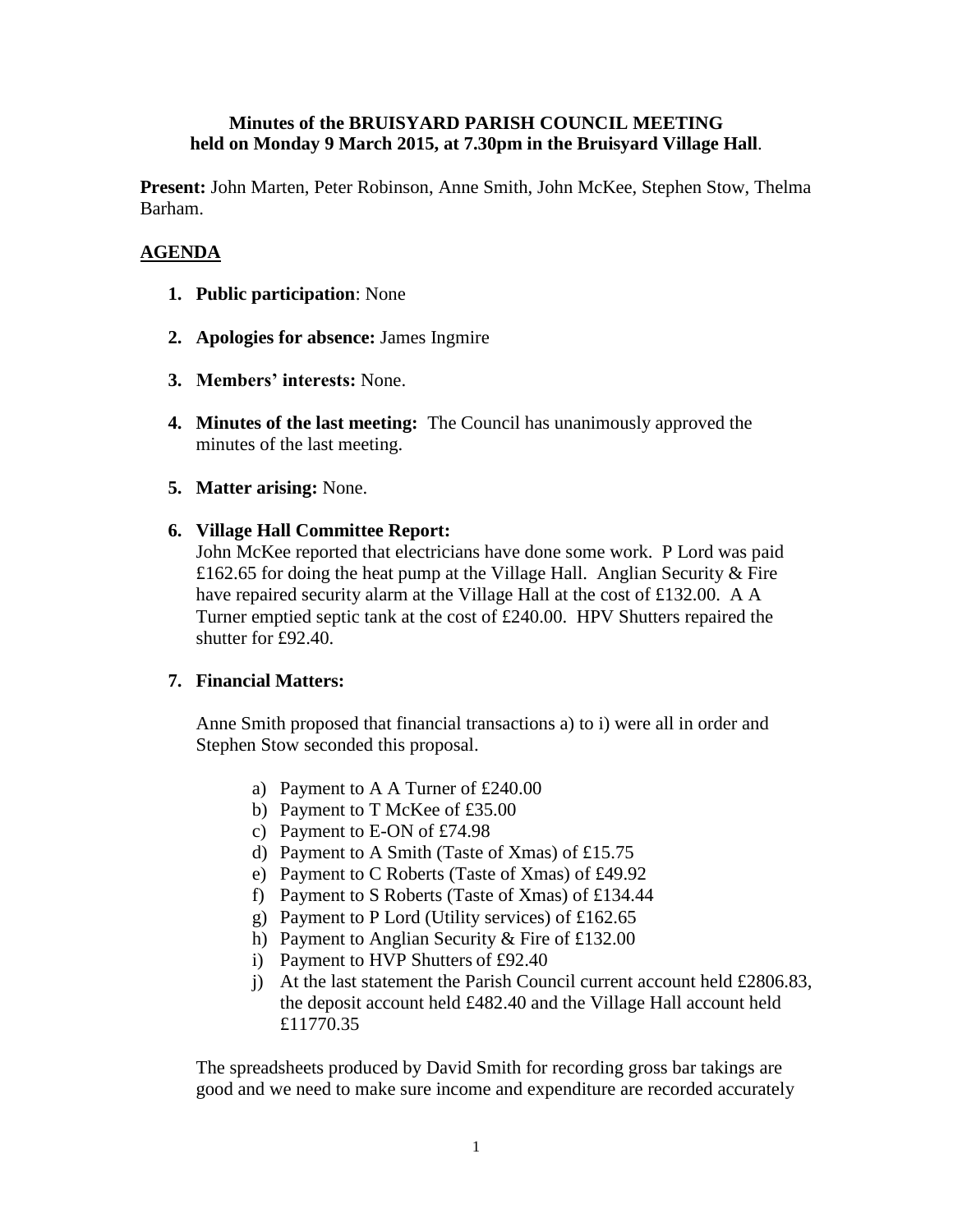**Minutes of the BRUISYARD PARISH COUNCIL MEETING held on Monday 9 March 2015, at 7.30pm in the Bruisyard Village Hall**.

**Present:** John Marten, Peter Robinson, Anne Smith, John McKee, Stephen Stow, Thelma Barham.

## AGENDA

1. **Public participation**: None

2. **Apologies for absence:** James Ingmire

3. **Members' interests:** None.

4. **Minutes of the last meeting:** The Council has unanimously approved the minutes of the last meeting.

5. **Matter arising:** None.

6. **Village Hall Committee Report:**
   John McKee reported that electricians have done some work. P Lord was paid £162.65 for doing the heat pump at the Village Hall. Anglian Security & Fire have repaired security alarm at the Village Hall at the cost of £132.00. A A Turner emptied septic tank at the cost of £240.00. HPV Shutters repaired the shutter for £92.40.

7. **Financial Matters:**

   Anne Smith proposed that financial transactions a) to i) were all in order and Stephen Stow seconded this proposal.

   a) Payment to A A Turner of £240.00
   b) Payment to T McKee of £35.00
   c) Payment to E-ON of £74.98
   d) Payment to A Smith (Taste of Xmas) of £15.75
   e) Payment to C Roberts (Taste of Xmas) of £49.92
   f) Payment to S Roberts (Taste of Xmas) of £134.44
   g) Payment to P Lord (Utility services) of £162.65
   h) Payment to Anglian Security & Fire of £132.00
   i) Payment to HVP Shutters of £92.40
   j) At the last statement the Parish Council current account held £2806.83, the deposit account held £482.40 and the Village Hall account held £11770.35

   The spreadsheets produced by David Smith for recording gross bar takings are good and we need to make sure income and expenditure are recorded accurately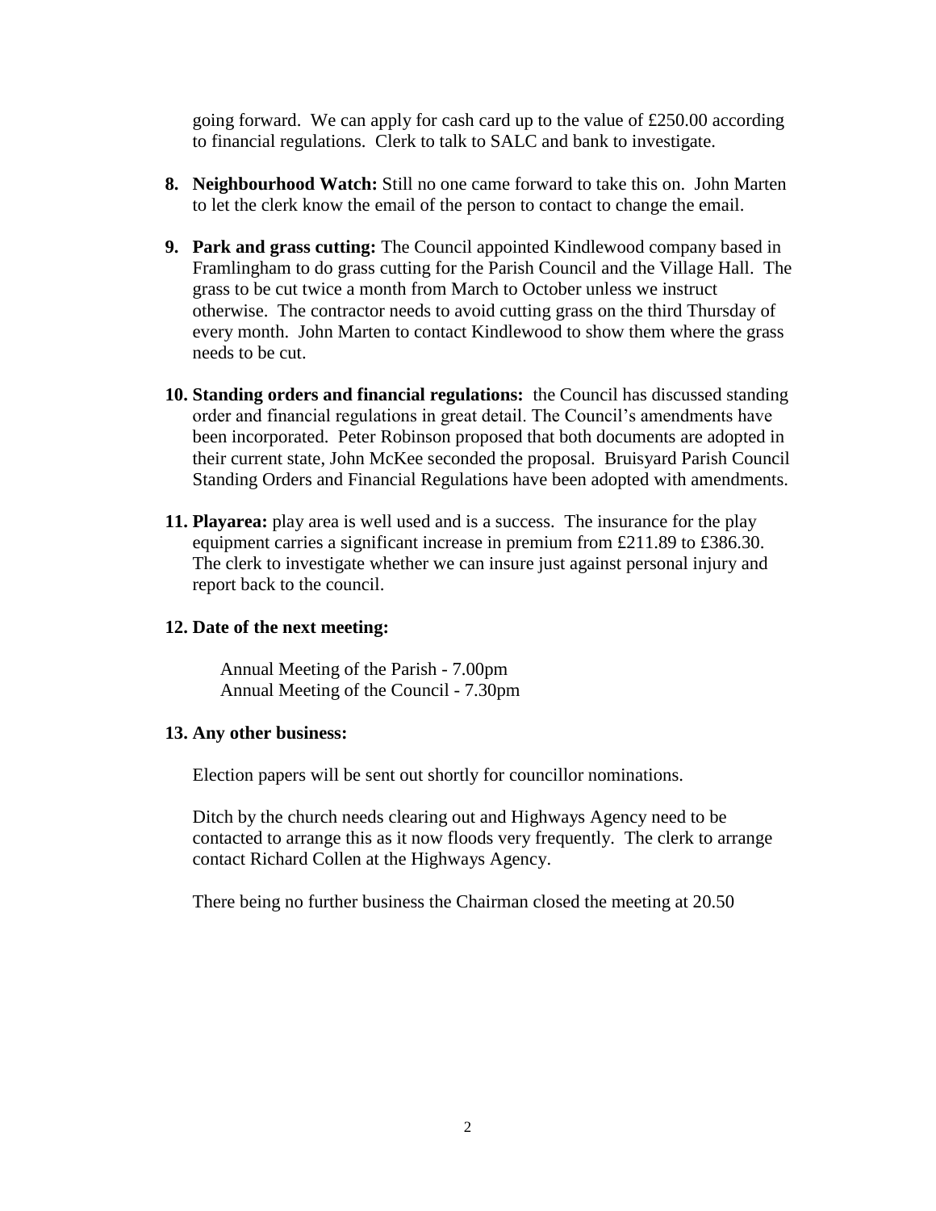going forward. We can apply for cash card up to the value of £250.00 according to financial regulations. Clerk to talk to SALC and bank to investigate.

8. **Neighbourhood Watch:** Still no one came forward to take this on. John Marten to let the clerk know the email of the person to contact to change the email.

9. **Park and grass cutting:** The Council appointed Kindlewood company based in Framlingham to do grass cutting for the Parish Council and the Village Hall. The grass to be cut twice a month from March to October unless we instruct otherwise. The contractor needs to avoid cutting grass on the third Thursday of every month. John Marten to contact Kindlewood to show them where the grass needs to be cut.

10. **Standing orders and financial regulations:** the Council has discussed standing order and financial regulations in great detail. The Council's amendments have been incorporated. Peter Robinson proposed that both documents are adopted in their current state, John McKee seconded the proposal. Bruisyard Parish Council Standing Orders and Financial Regulations have been adopted with amendments.

11. **Playarea:** play area is well used and is a success. The insurance for the play equipment carries a significant increase in premium from £211.89 to £386.30. The clerk to investigate whether we can insure just against personal injury and report back to the council.

**12. Date of the next meeting:**

Annual Meeting of the Parish - 7.00pm
Annual Meeting of the Council - 7.30pm

**13. Any other business:**

Election papers will be sent out shortly for councillor nominations.

Ditch by the church needs clearing out and Highways Agency need to be contacted to arrange this as it now floods very frequently. The clerk to arrange contact Richard Collen at the Highways Agency.

There being no further business the Chairman closed the meeting at 20.50